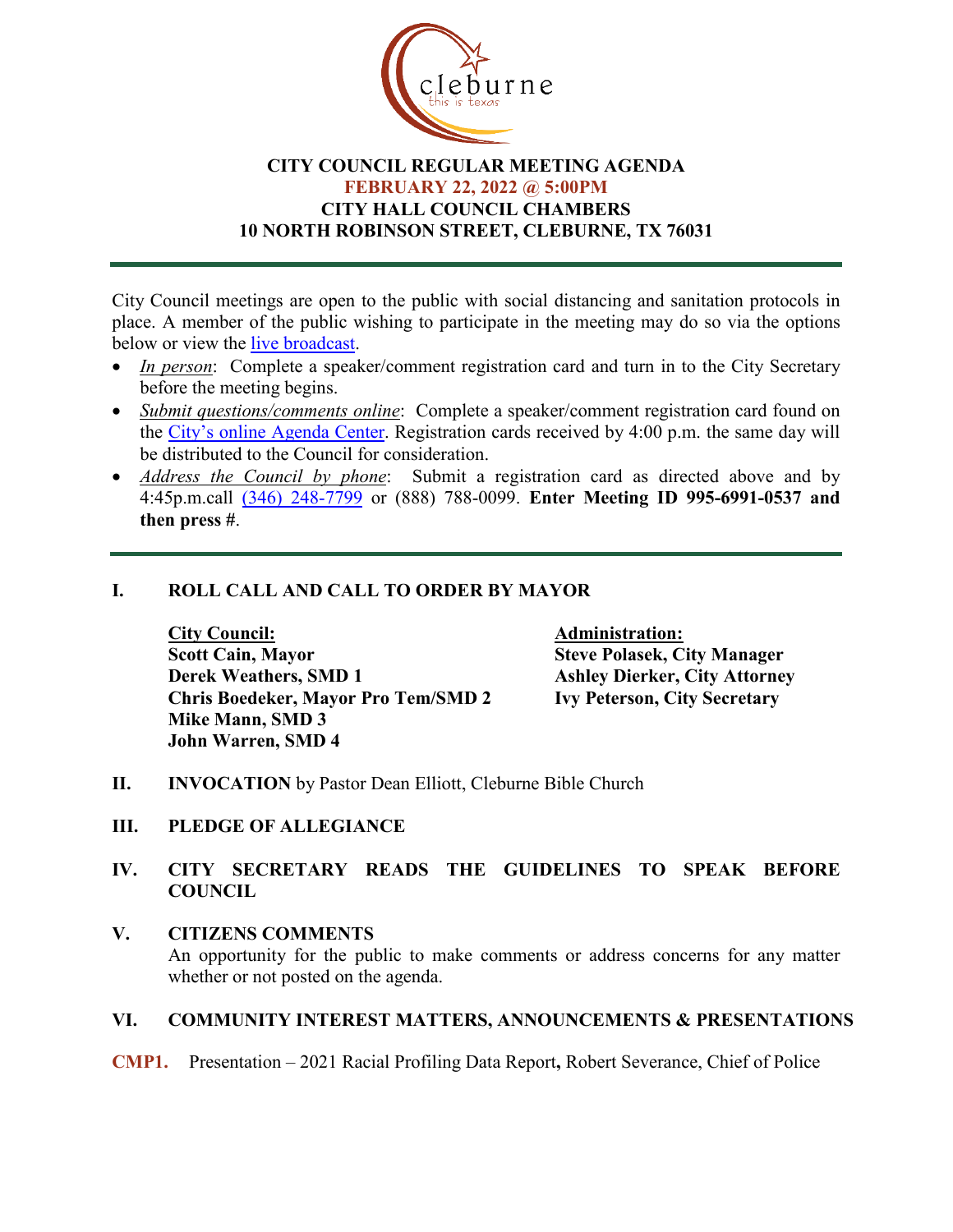# CITY COUNCIL REGULAR MEETING AGENDA

**FEBRUARY 22, 2022 @ 5:00PM**

**CITY HALL COUNCIL CHAMBERS**

**10 NORTH ROBINSON STREET, CLEBURNE, TX 76031**

---

City Council meetings are open to the public with social distancing and sanitation protocols in place. A member of the public wishing to participate in the meeting may do so via the options below or view the live broadcast.

- *In person*: Complete a speaker/comment registration card and turn in to the City Secretary before the meeting begins.
- *Submit questions/comments online*: Complete a speaker/comment registration card found on the City's online Agenda Center. Registration cards received by 4:00 p.m. the same day will be distributed to the Council for consideration.
- *Address the Council by phone*: Submit a registration card as directed above and by 4:45p.m.call (346) 248-7799 or (888) 788-0099. **Enter Meeting ID 995-6991-0537 and then press #**.

---

## I. ROLL CALL AND CALL TO ORDER BY MAYOR

**City Council:**
**Scott Cain, Mayor**
**Derek Weathers, SMD 1**
**Chris Boedeker, Mayor Pro Tem/SMD 2**
**Mike Mann, SMD 3**
**John Warren, SMD 4**

**Administration:**
**Steve Polasek, City Manager**
**Ashley Dierker, City Attorney**
**Ivy Peterson, City Secretary**

## II. INVOCATION by Pastor Dean Elliott, Cleburne Bible Church

## III. PLEDGE OF ALLEGIANCE

## IV. CITY SECRETARY READS THE GUIDELINES TO SPEAK BEFORE COUNCIL

## V. CITIZENS COMMENTS

An opportunity for the public to make comments or address concerns for any matter whether or not posted on the agenda.

## VI. COMMUNITY INTEREST MATTERS, ANNOUNCEMENTS & PRESENTATIONS

**CMP1.** Presentation – 2021 Racial Profiling Data Report**,** Robert Severance, Chief of Police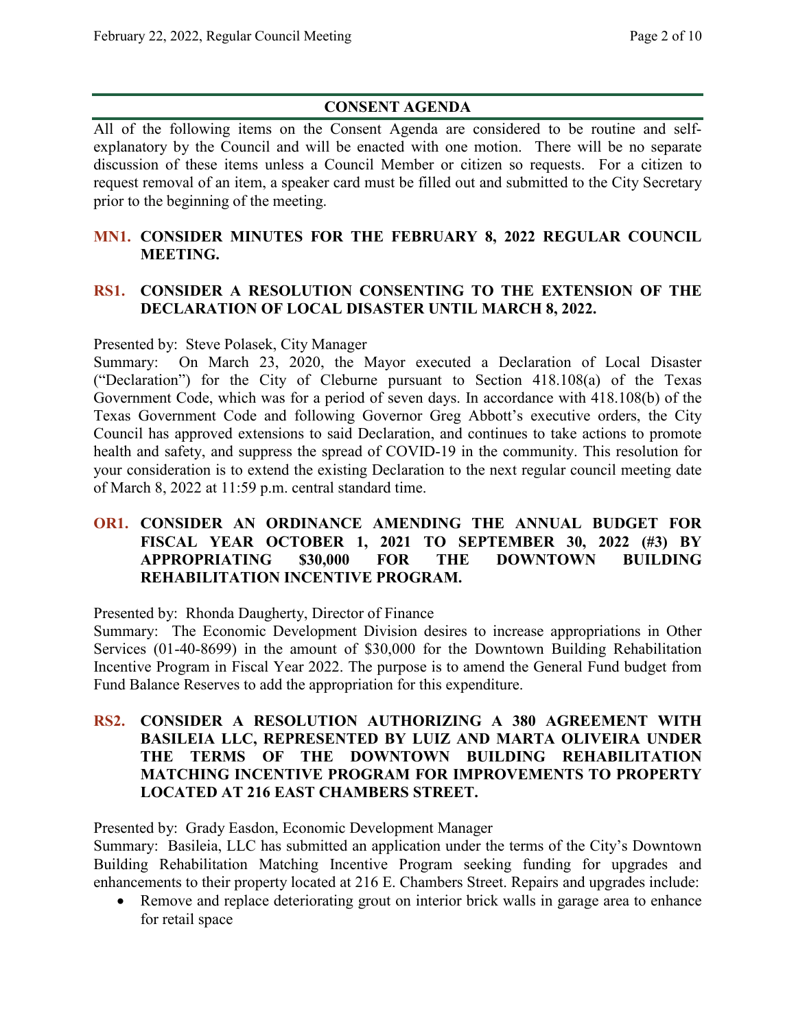## CONSENT AGENDA

All of the following items on the Consent Agenda are considered to be routine and self-explanatory by the Council and will be enacted with one motion. There will be no separate discussion of these items unless a Council Member or citizen so requests. For a citizen to request removal of an item, a speaker card must be filled out and submitted to the City Secretary prior to the beginning of the meeting.

**MN1. CONSIDER MINUTES FOR THE FEBRUARY 8, 2022 REGULAR COUNCIL MEETING.**

**RS1. CONSIDER A RESOLUTION CONSENTING TO THE EXTENSION OF THE DECLARATION OF LOCAL DISASTER UNTIL MARCH 8, 2022.**

Presented by: Steve Polasek, City Manager

Summary: On March 23, 2020, the Mayor executed a Declaration of Local Disaster ("Declaration") for the City of Cleburne pursuant to Section 418.108(a) of the Texas Government Code, which was for a period of seven days. In accordance with 418.108(b) of the Texas Government Code and following Governor Greg Abbott's executive orders, the City Council has approved extensions to said Declaration, and continues to take actions to promote health and safety, and suppress the spread of COVID-19 in the community. This resolution for your consideration is to extend the existing Declaration to the next regular council meeting date of March 8, 2022 at 11:59 p.m. central standard time.

**OR1. CONSIDER AN ORDINANCE AMENDING THE ANNUAL BUDGET FOR FISCAL YEAR OCTOBER 1, 2021 TO SEPTEMBER 30, 2022 (#3) BY APPROPRIATING $30,000 FOR THE DOWNTOWN BUILDING REHABILITATION INCENTIVE PROGRAM.**

Presented by: Rhonda Daugherty, Director of Finance

Summary: The Economic Development Division desires to increase appropriations in Other Services (01-40-8699) in the amount of $30,000 for the Downtown Building Rehabilitation Incentive Program in Fiscal Year 2022. The purpose is to amend the General Fund budget from Fund Balance Reserves to add the appropriation for this expenditure.

**RS2. CONSIDER A RESOLUTION AUTHORIZING A 380 AGREEMENT WITH BASILEIA LLC, REPRESENTED BY LUIZ AND MARTA OLIVEIRA UNDER THE TERMS OF THE DOWNTOWN BUILDING REHABILITATION MATCHING INCENTIVE PROGRAM FOR IMPROVEMENTS TO PROPERTY LOCATED AT 216 EAST CHAMBERS STREET.**

Presented by: Grady Easdon, Economic Development Manager

Summary: Basileia, LLC has submitted an application under the terms of the City's Downtown Building Rehabilitation Matching Incentive Program seeking funding for upgrades and enhancements to their property located at 216 E. Chambers Street. Repairs and upgrades include:

- Remove and replace deteriorating grout on interior brick walls in garage area to enhance for retail space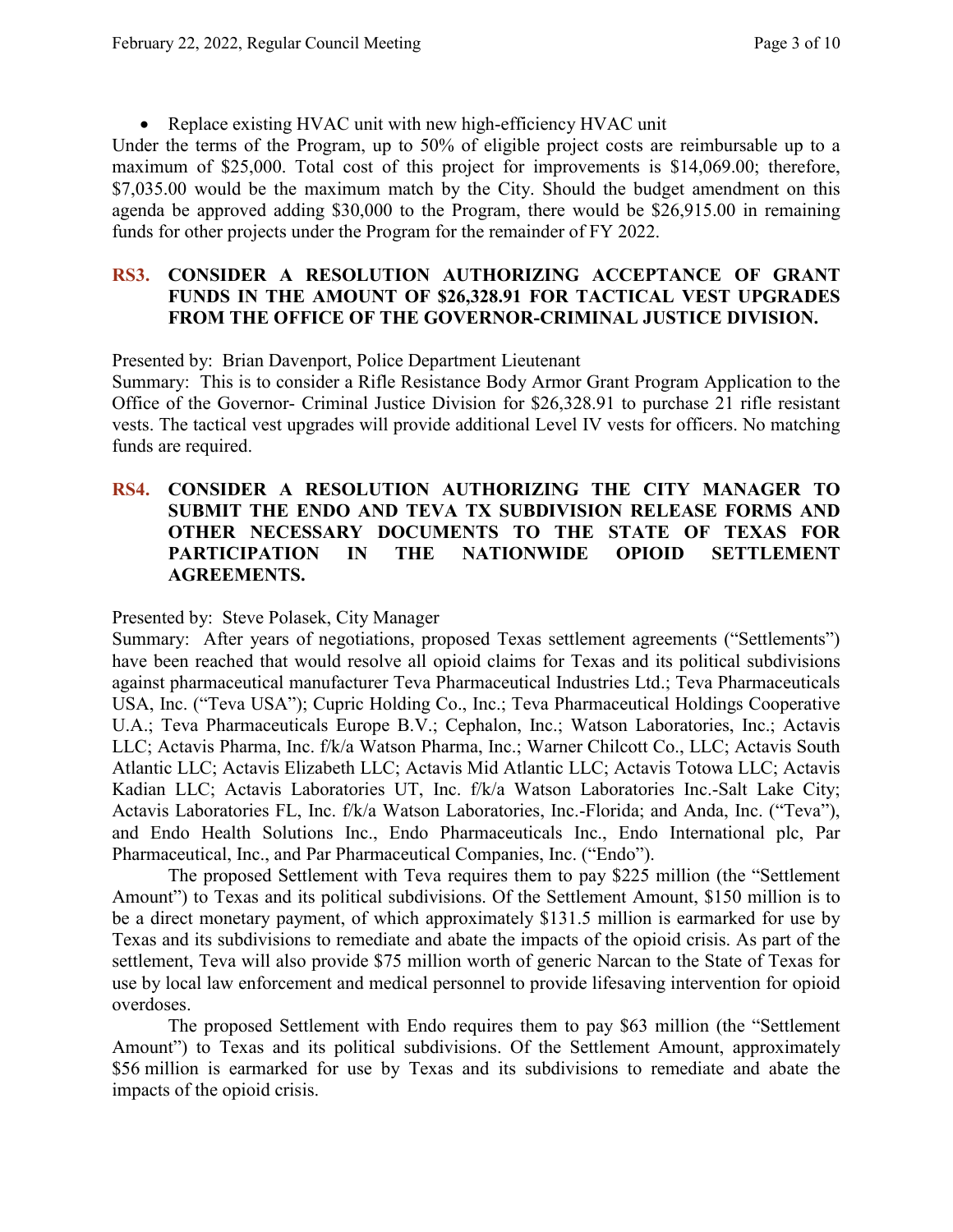- Replace existing HVAC unit with new high-efficiency HVAC unit

Under the terms of the Program, up to 50% of eligible project costs are reimbursable up to a maximum of $25,000. Total cost of this project for improvements is $14,069.00; therefore, $7,035.00 would be the maximum match by the City. Should the budget amendment on this agenda be approved adding $30,000 to the Program, there would be $26,915.00 in remaining funds for other projects under the Program for the remainder of FY 2022.

### RS3. CONSIDER A RESOLUTION AUTHORIZING ACCEPTANCE OF GRANT FUNDS IN THE AMOUNT OF $26,328.91 FOR TACTICAL VEST UPGRADES FROM THE OFFICE OF THE GOVERNOR-CRIMINAL JUSTICE DIVISION.

Presented by: Brian Davenport, Police Department Lieutenant

Summary: This is to consider a Rifle Resistance Body Armor Grant Program Application to the Office of the Governor- Criminal Justice Division for $26,328.91 to purchase 21 rifle resistant vests. The tactical vest upgrades will provide additional Level IV vests for officers. No matching funds are required.

### RS4. CONSIDER A RESOLUTION AUTHORIZING THE CITY MANAGER TO SUBMIT THE ENDO AND TEVA TX SUBDIVISION RELEASE FORMS AND OTHER NECESSARY DOCUMENTS TO THE STATE OF TEXAS FOR PARTICIPATION IN THE NATIONWIDE OPIOID SETTLEMENT AGREEMENTS.

Presented by: Steve Polasek, City Manager

Summary: After years of negotiations, proposed Texas settlement agreements ("Settlements") have been reached that would resolve all opioid claims for Texas and its political subdivisions against pharmaceutical manufacturer Teva Pharmaceutical Industries Ltd.; Teva Pharmaceuticals USA, Inc. ("Teva USA"); Cupric Holding Co., Inc.; Teva Pharmaceutical Holdings Cooperative U.A.; Teva Pharmaceuticals Europe B.V.; Cephalon, Inc.; Watson Laboratories, Inc.; Actavis LLC; Actavis Pharma, Inc. f/k/a Watson Pharma, Inc.; Warner Chilcott Co., LLC; Actavis South Atlantic LLC; Actavis Elizabeth LLC; Actavis Mid Atlantic LLC; Actavis Totowa LLC; Actavis Kadian LLC; Actavis Laboratories UT, Inc. f/k/a Watson Laboratories Inc.-Salt Lake City; Actavis Laboratories FL, Inc. f/k/a Watson Laboratories, Inc.-Florida; and Anda, Inc. ("Teva"), and Endo Health Solutions Inc., Endo Pharmaceuticals Inc., Endo International plc, Par Pharmaceutical, Inc., and Par Pharmaceutical Companies, Inc. ("Endo").

The proposed Settlement with Teva requires them to pay $225 million (the "Settlement Amount") to Texas and its political subdivisions. Of the Settlement Amount, $150 million is to be a direct monetary payment, of which approximately $131.5 million is earmarked for use by Texas and its subdivisions to remediate and abate the impacts of the opioid crisis. As part of the settlement, Teva will also provide $75 million worth of generic Narcan to the State of Texas for use by local law enforcement and medical personnel to provide lifesaving intervention for opioid overdoses.

The proposed Settlement with Endo requires them to pay $63 million (the "Settlement Amount") to Texas and its political subdivisions. Of the Settlement Amount, approximately $56 million is earmarked for use by Texas and its subdivisions to remediate and abate the impacts of the opioid crisis.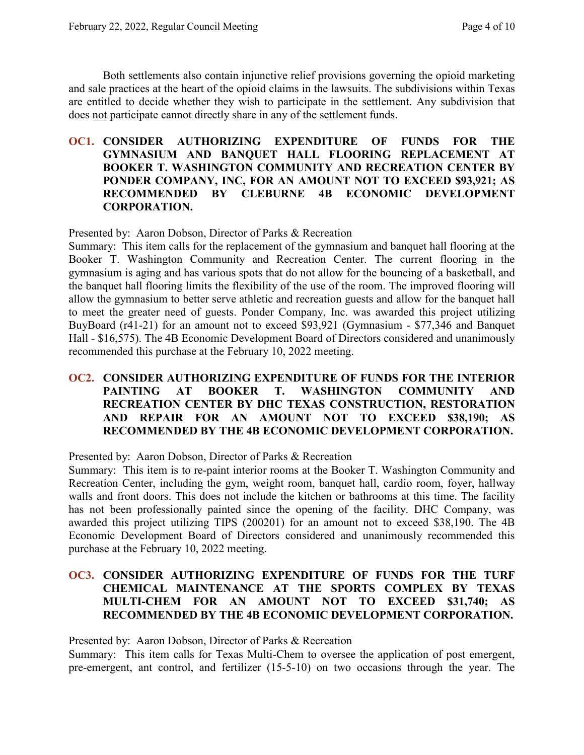Both settlements also contain injunctive relief provisions governing the opioid marketing and sale practices at the heart of the opioid claims in the lawsuits. The subdivisions within Texas are entitled to decide whether they wish to participate in the settlement. Any subdivision that does not participate cannot directly share in any of the settlement funds.

**OC1. CONSIDER AUTHORIZING EXPENDITURE OF FUNDS FOR THE GYMNASIUM AND BANQUET HALL FLOORING REPLACEMENT AT BOOKER T. WASHINGTON COMMUNITY AND RECREATION CENTER BY PONDER COMPANY, INC, FOR AN AMOUNT NOT TO EXCEED $93,921; AS RECOMMENDED BY CLEBURNE 4B ECONOMIC DEVELOPMENT CORPORATION.**

Presented by: Aaron Dobson, Director of Parks & Recreation
Summary: This item calls for the replacement of the gymnasium and banquet hall flooring at the Booker T. Washington Community and Recreation Center. The current flooring in the gymnasium is aging and has various spots that do not allow for the bouncing of a basketball, and the banquet hall flooring limits the flexibility of the use of the room. The improved flooring will allow the gymnasium to better serve athletic and recreation guests and allow for the banquet hall to meet the greater need of guests. Ponder Company, Inc. was awarded this project utilizing BuyBoard (r41-21) for an amount not to exceed $93,921 (Gymnasium - $77,346 and Banquet Hall - $16,575). The 4B Economic Development Board of Directors considered and unanimously recommended this purchase at the February 10, 2022 meeting.

**OC2. CONSIDER AUTHORIZING EXPENDITURE OF FUNDS FOR THE INTERIOR PAINTING AT BOOKER T. WASHINGTON COMMUNITY AND RECREATION CENTER BY DHC TEXAS CONSTRUCTION, RESTORATION AND REPAIR FOR AN AMOUNT NOT TO EXCEED $38,190; AS RECOMMENDED BY THE 4B ECONOMIC DEVELOPMENT CORPORATION.**

Presented by: Aaron Dobson, Director of Parks & Recreation
Summary: This item is to re-paint interior rooms at the Booker T. Washington Community and Recreation Center, including the gym, weight room, banquet hall, cardio room, foyer, hallway walls and front doors. This does not include the kitchen or bathrooms at this time. The facility has not been professionally painted since the opening of the facility. DHC Company, was awarded this project utilizing TIPS (200201) for an amount not to exceed $38,190. The 4B Economic Development Board of Directors considered and unanimously recommended this purchase at the February 10, 2022 meeting.

**OC3. CONSIDER AUTHORIZING EXPENDITURE OF FUNDS FOR THE TURF CHEMICAL MAINTENANCE AT THE SPORTS COMPLEX BY TEXAS MULTI-CHEM FOR AN AMOUNT NOT TO EXCEED $31,740; AS RECOMMENDED BY THE 4B ECONOMIC DEVELOPMENT CORPORATION.**

Presented by: Aaron Dobson, Director of Parks & Recreation
Summary: This item calls for Texas Multi-Chem to oversee the application of post emergent, pre-emergent, ant control, and fertilizer (15-5-10) on two occasions through the year. The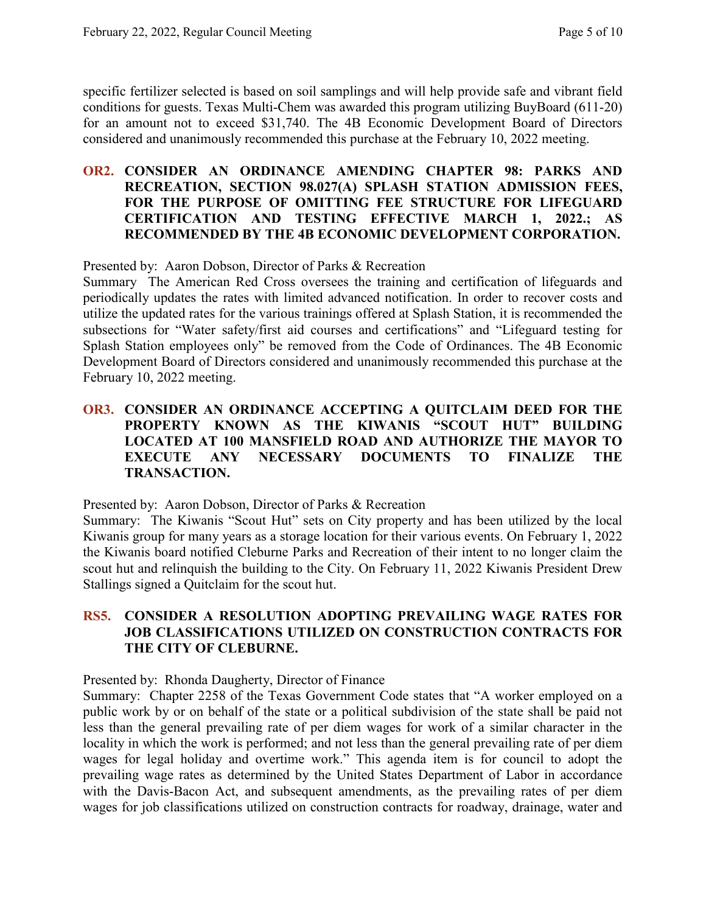specific fertilizer selected is based on soil samplings and will help provide safe and vibrant field conditions for guests. Texas Multi-Chem was awarded this program utilizing BuyBoard (611-20) for an amount not to exceed $31,740. The 4B Economic Development Board of Directors considered and unanimously recommended this purchase at the February 10, 2022 meeting.

**OR2. CONSIDER AN ORDINANCE AMENDING CHAPTER 98: PARKS AND RECREATION, SECTION 98.027(A) SPLASH STATION ADMISSION FEES, FOR THE PURPOSE OF OMITTING FEE STRUCTURE FOR LIFEGUARD CERTIFICATION AND TESTING EFFECTIVE MARCH 1, 2022.; AS RECOMMENDED BY THE 4B ECONOMIC DEVELOPMENT CORPORATION.**

Presented by: Aaron Dobson, Director of Parks & Recreation

Summary The American Red Cross oversees the training and certification of lifeguards and periodically updates the rates with limited advanced notification. In order to recover costs and utilize the updated rates for the various trainings offered at Splash Station, it is recommended the subsections for "Water safety/first aid courses and certifications" and "Lifeguard testing for Splash Station employees only" be removed from the Code of Ordinances. The 4B Economic Development Board of Directors considered and unanimously recommended this purchase at the February 10, 2022 meeting.

**OR3. CONSIDER AN ORDINANCE ACCEPTING A QUITCLAIM DEED FOR THE PROPERTY KNOWN AS THE KIWANIS "SCOUT HUT" BUILDING LOCATED AT 100 MANSFIELD ROAD AND AUTHORIZE THE MAYOR TO EXECUTE ANY NECESSARY DOCUMENTS TO FINALIZE THE TRANSACTION.**

Presented by: Aaron Dobson, Director of Parks & Recreation

Summary: The Kiwanis "Scout Hut" sets on City property and has been utilized by the local Kiwanis group for many years as a storage location for their various events. On February 1, 2022 the Kiwanis board notified Cleburne Parks and Recreation of their intent to no longer claim the scout hut and relinquish the building to the City. On February 11, 2022 Kiwanis President Drew Stallings signed a Quitclaim for the scout hut.

**RS5. CONSIDER A RESOLUTION ADOPTING PREVAILING WAGE RATES FOR JOB CLASSIFICATIONS UTILIZED ON CONSTRUCTION CONTRACTS FOR THE CITY OF CLEBURNE.**

Presented by: Rhonda Daugherty, Director of Finance

Summary: Chapter 2258 of the Texas Government Code states that "A worker employed on a public work by or on behalf of the state or a political subdivision of the state shall be paid not less than the general prevailing rate of per diem wages for work of a similar character in the locality in which the work is performed; and not less than the general prevailing rate of per diem wages for legal holiday and overtime work." This agenda item is for council to adopt the prevailing wage rates as determined by the United States Department of Labor in accordance with the Davis-Bacon Act, and subsequent amendments, as the prevailing rates of per diem wages for job classifications utilized on construction contracts for roadway, drainage, water and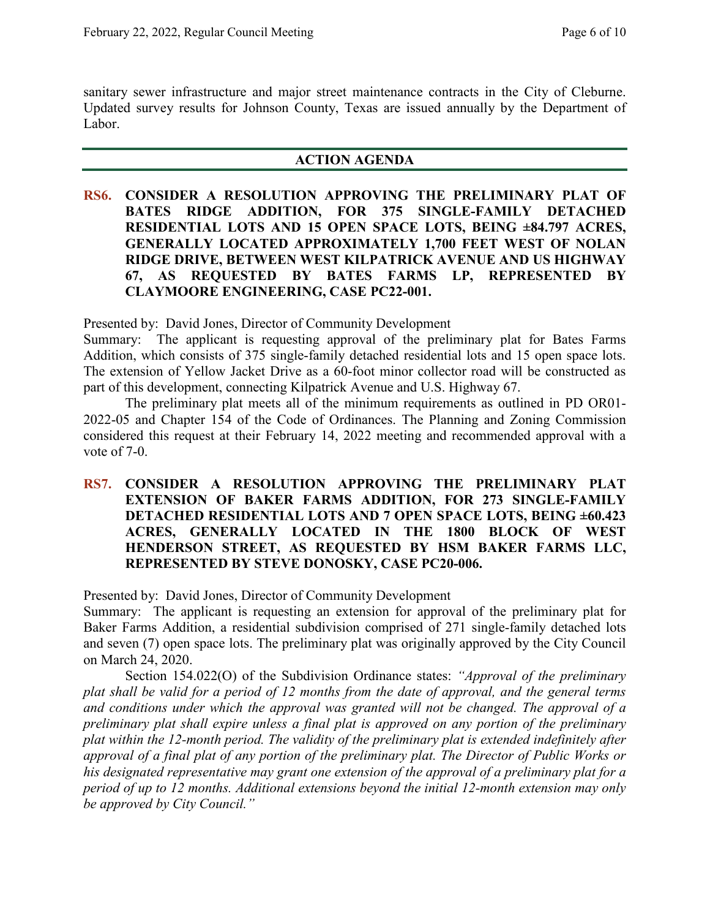sanitary sewer infrastructure and major street maintenance contracts in the City of Cleburne. Updated survey results for Johnson County, Texas are issued annually by the Department of Labor.

## ACTION AGENDA

**RS6. CONSIDER A RESOLUTION APPROVING THE PRELIMINARY PLAT OF BATES RIDGE ADDITION, FOR 375 SINGLE-FAMILY DETACHED RESIDENTIAL LOTS AND 15 OPEN SPACE LOTS, BEING ±84.797 ACRES, GENERALLY LOCATED APPROXIMATELY 1,700 FEET WEST OF NOLAN RIDGE DRIVE, BETWEEN WEST KILPATRICK AVENUE AND US HIGHWAY 67, AS REQUESTED BY BATES FARMS LP, REPRESENTED BY CLAYMOORE ENGINEERING, CASE PC22-001.**

Presented by: David Jones, Director of Community Development

Summary: The applicant is requesting approval of the preliminary plat for Bates Farms Addition, which consists of 375 single-family detached residential lots and 15 open space lots. The extension of Yellow Jacket Drive as a 60-foot minor collector road will be constructed as part of this development, connecting Kilpatrick Avenue and U.S. Highway 67.

The preliminary plat meets all of the minimum requirements as outlined in PD OR01-2022-05 and Chapter 154 of the Code of Ordinances. The Planning and Zoning Commission considered this request at their February 14, 2022 meeting and recommended approval with a vote of 7-0.

**RS7. CONSIDER A RESOLUTION APPROVING THE PRELIMINARY PLAT EXTENSION OF BAKER FARMS ADDITION, FOR 273 SINGLE-FAMILY DETACHED RESIDENTIAL LOTS AND 7 OPEN SPACE LOTS, BEING ±60.423 ACRES, GENERALLY LOCATED IN THE 1800 BLOCK OF WEST HENDERSON STREET, AS REQUESTED BY HSM BAKER FARMS LLC, REPRESENTED BY STEVE DONOSKY, CASE PC20-006.**

Presented by: David Jones, Director of Community Development

Summary: The applicant is requesting an extension for approval of the preliminary plat for Baker Farms Addition, a residential subdivision comprised of 271 single-family detached lots and seven (7) open space lots. The preliminary plat was originally approved by the City Council on March 24, 2020.

Section 154.022(O) of the Subdivision Ordinance states: *"Approval of the preliminary plat shall be valid for a period of 12 months from the date of approval, and the general terms and conditions under which the approval was granted will not be changed. The approval of a preliminary plat shall expire unless a final plat is approved on any portion of the preliminary plat within the 12-month period. The validity of the preliminary plat is extended indefinitely after approval of a final plat of any portion of the preliminary plat. The Director of Public Works or his designated representative may grant one extension of the approval of a preliminary plat for a period of up to 12 months. Additional extensions beyond the initial 12-month extension may only be approved by City Council."*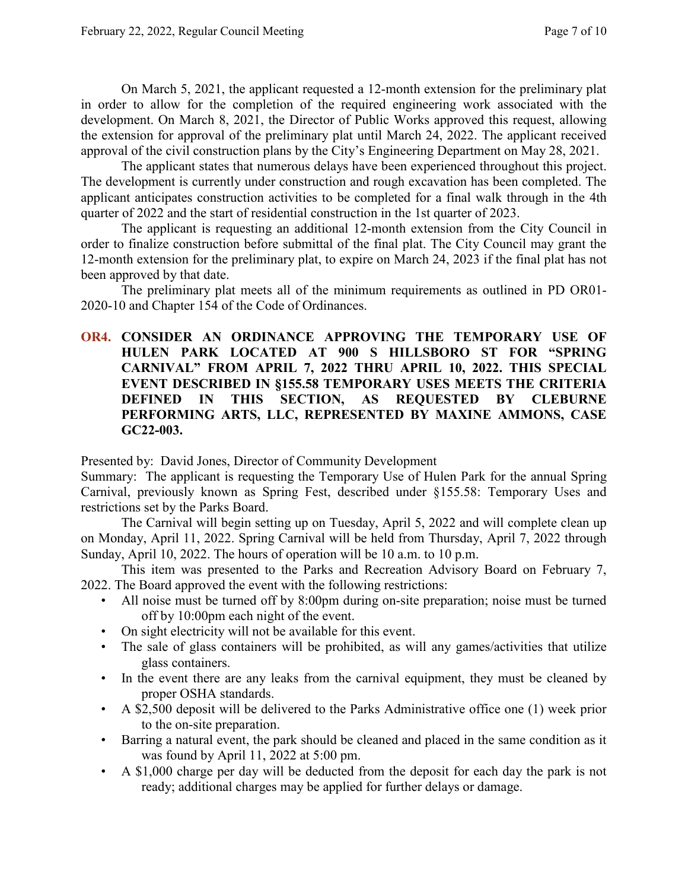On March 5, 2021, the applicant requested a 12-month extension for the preliminary plat in order to allow for the completion of the required engineering work associated with the development. On March 8, 2021, the Director of Public Works approved this request, allowing the extension for approval of the preliminary plat until March 24, 2022. The applicant received approval of the civil construction plans by the City's Engineering Department on May 28, 2021.

The applicant states that numerous delays have been experienced throughout this project. The development is currently under construction and rough excavation has been completed. The applicant anticipates construction activities to be completed for a final walk through in the 4th quarter of 2022 and the start of residential construction in the 1st quarter of 2023.

The applicant is requesting an additional 12-month extension from the City Council in order to finalize construction before submittal of the final plat. The City Council may grant the 12-month extension for the preliminary plat, to expire on March 24, 2023 if the final plat has not been approved by that date.

The preliminary plat meets all of the minimum requirements as outlined in PD OR01-2020-10 and Chapter 154 of the Code of Ordinances.

**OR4. CONSIDER AN ORDINANCE APPROVING THE TEMPORARY USE OF HULEN PARK LOCATED AT 900 S HILLSBORO ST FOR "SPRING CARNIVAL" FROM APRIL 7, 2022 THRU APRIL 10, 2022. THIS SPECIAL EVENT DESCRIBED IN §155.58 TEMPORARY USES MEETS THE CRITERIA DEFINED IN THIS SECTION, AS REQUESTED BY CLEBURNE PERFORMING ARTS, LLC, REPRESENTED BY MAXINE AMMONS, CASE GC22-003.**

Presented by: David Jones, Director of Community Development

Summary: The applicant is requesting the Temporary Use of Hulen Park for the annual Spring Carnival, previously known as Spring Fest, described under §155.58: Temporary Uses and restrictions set by the Parks Board.

The Carnival will begin setting up on Tuesday, April 5, 2022 and will complete clean up on Monday, April 11, 2022. Spring Carnival will be held from Thursday, April 7, 2022 through Sunday, April 10, 2022. The hours of operation will be 10 a.m. to 10 p.m.

This item was presented to the Parks and Recreation Advisory Board on February 7, 2022. The Board approved the event with the following restrictions:

- All noise must be turned off by 8:00pm during on-site preparation; noise must be turned off by 10:00pm each night of the event.
- On sight electricity will not be available for this event.
- The sale of glass containers will be prohibited, as will any games/activities that utilize glass containers.
- In the event there are any leaks from the carnival equipment, they must be cleaned by proper OSHA standards.
- A $2,500 deposit will be delivered to the Parks Administrative office one (1) week prior to the on-site preparation.
- Barring a natural event, the park should be cleaned and placed in the same condition as it was found by April 11, 2022 at 5:00 pm.
- A $1,000 charge per day will be deducted from the deposit for each day the park is not ready; additional charges may be applied for further delays or damage.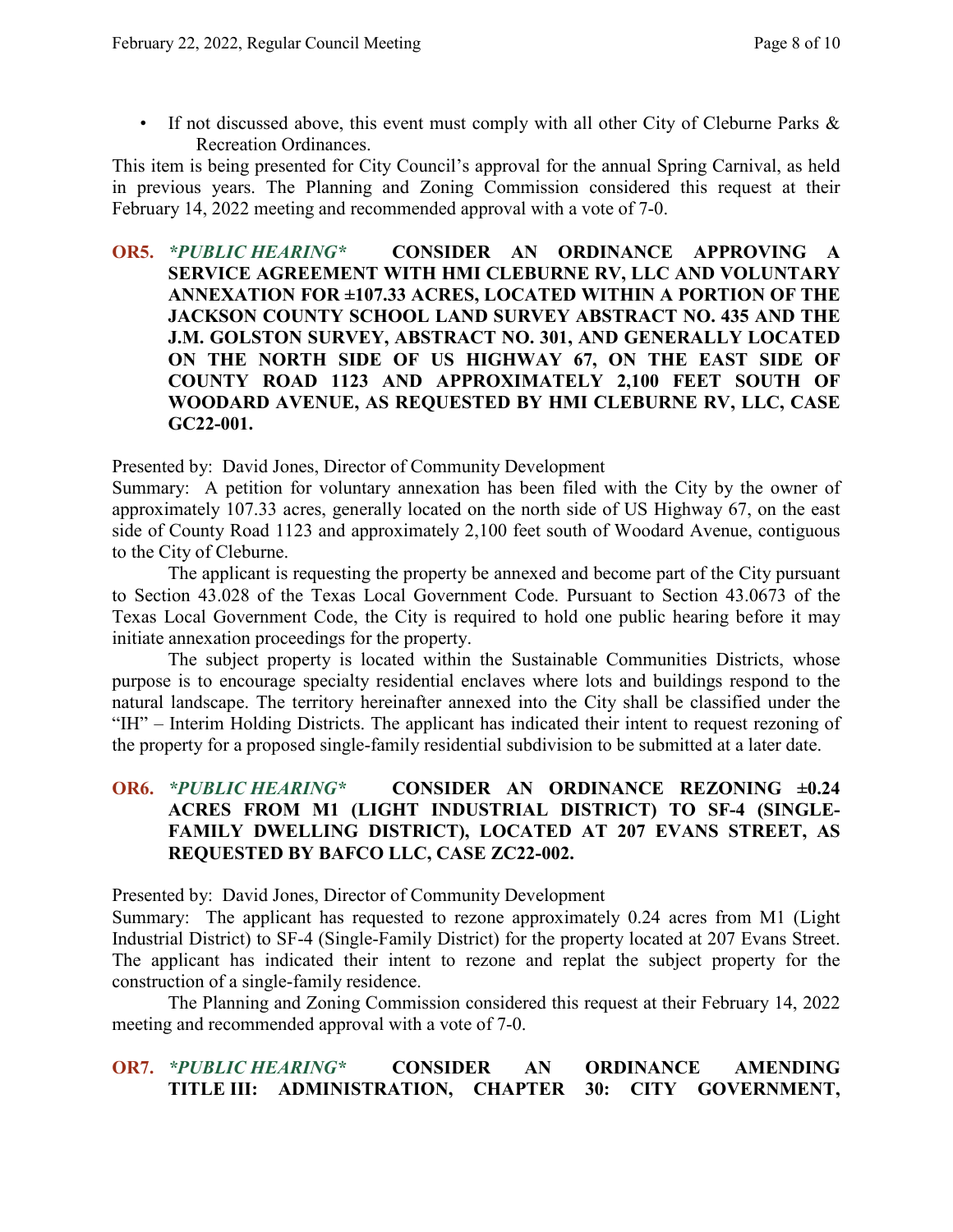- If not discussed above, this event must comply with all other City of Cleburne Parks & Recreation Ordinances.

This item is being presented for City Council's approval for the annual Spring Carnival, as held in previous years. The Planning and Zoning Commission considered this request at their February 14, 2022 meeting and recommended approval with a vote of 7-0.

**OR5.** ***\*PUBLIC HEARING\**** **CONSIDER AN ORDINANCE APPROVING A SERVICE AGREEMENT WITH HMI CLEBURNE RV, LLC AND VOLUNTARY ANNEXATION FOR ±107.33 ACRES, LOCATED WITHIN A PORTION OF THE JACKSON COUNTY SCHOOL LAND SURVEY ABSTRACT NO. 435 AND THE J.M. GOLSTON SURVEY, ABSTRACT NO. 301, AND GENERALLY LOCATED ON THE NORTH SIDE OF US HIGHWAY 67, ON THE EAST SIDE OF COUNTY ROAD 1123 AND APPROXIMATELY 2,100 FEET SOUTH OF WOODARD AVENUE, AS REQUESTED BY HMI CLEBURNE RV, LLC, CASE GC22-001.**

Presented by: David Jones, Director of Community Development

Summary: A petition for voluntary annexation has been filed with the City by the owner of approximately 107.33 acres, generally located on the north side of US Highway 67, on the east side of County Road 1123 and approximately 2,100 feet south of Woodard Avenue, contiguous to the City of Cleburne.

The applicant is requesting the property be annexed and become part of the City pursuant to Section 43.028 of the Texas Local Government Code. Pursuant to Section 43.0673 of the Texas Local Government Code, the City is required to hold one public hearing before it may initiate annexation proceedings for the property.

The subject property is located within the Sustainable Communities Districts, whose purpose is to encourage specialty residential enclaves where lots and buildings respond to the natural landscape. The territory hereinafter annexed into the City shall be classified under the "IH" – Interim Holding Districts. The applicant has indicated their intent to request rezoning of the property for a proposed single-family residential subdivision to be submitted at a later date.

**OR6.** ***\*PUBLIC HEARING\**** **CONSIDER AN ORDINANCE REZONING ±0.24 ACRES FROM M1 (LIGHT INDUSTRIAL DISTRICT) TO SF-4 (SINGLE-FAMILY DWELLING DISTRICT), LOCATED AT 207 EVANS STREET, AS REQUESTED BY BAFCO LLC, CASE ZC22-002.**

Presented by: David Jones, Director of Community Development

Summary: The applicant has requested to rezone approximately 0.24 acres from M1 (Light Industrial District) to SF-4 (Single-Family District) for the property located at 207 Evans Street. The applicant has indicated their intent to rezone and replat the subject property for the construction of a single-family residence.

The Planning and Zoning Commission considered this request at their February 14, 2022 meeting and recommended approval with a vote of 7-0.

**OR7.** ***\*PUBLIC HEARING\**** **CONSIDER AN ORDINANCE AMENDING TITLE III: ADMINISTRATION, CHAPTER 30: CITY GOVERNMENT,**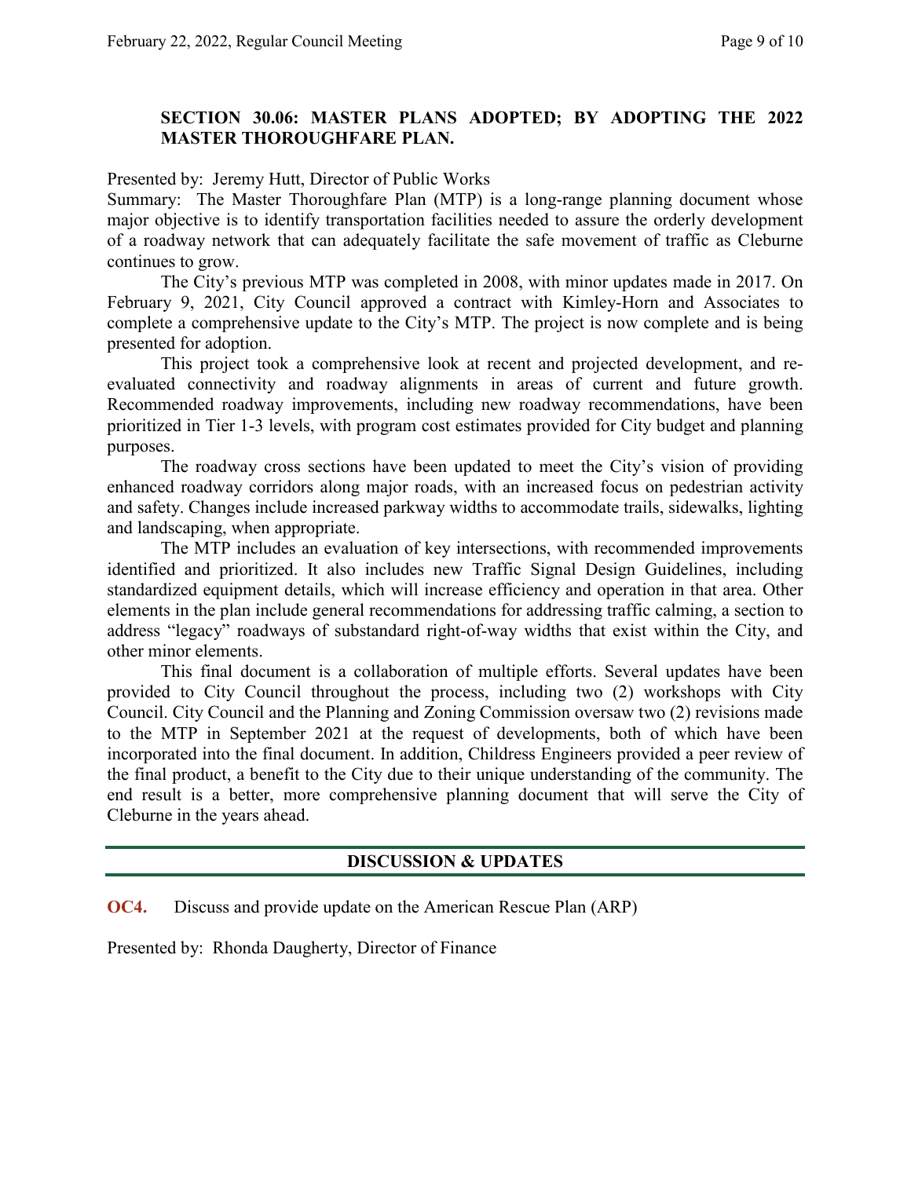**SECTION 30.06: MASTER PLANS ADOPTED; BY ADOPTING THE 2022 MASTER THOROUGHFARE PLAN.**

Presented by: Jeremy Hutt, Director of Public Works

Summary: The Master Thoroughfare Plan (MTP) is a long-range planning document whose major objective is to identify transportation facilities needed to assure the orderly development of a roadway network that can adequately facilitate the safe movement of traffic as Cleburne continues to grow.

The City's previous MTP was completed in 2008, with minor updates made in 2017. On February 9, 2021, City Council approved a contract with Kimley-Horn and Associates to complete a comprehensive update to the City's MTP. The project is now complete and is being presented for adoption.

This project took a comprehensive look at recent and projected development, and re-evaluated connectivity and roadway alignments in areas of current and future growth. Recommended roadway improvements, including new roadway recommendations, have been prioritized in Tier 1-3 levels, with program cost estimates provided for City budget and planning purposes.

The roadway cross sections have been updated to meet the City's vision of providing enhanced roadway corridors along major roads, with an increased focus on pedestrian activity and safety. Changes include increased parkway widths to accommodate trails, sidewalks, lighting and landscaping, when appropriate.

The MTP includes an evaluation of key intersections, with recommended improvements identified and prioritized. It also includes new Traffic Signal Design Guidelines, including standardized equipment details, which will increase efficiency and operation in that area. Other elements in the plan include general recommendations for addressing traffic calming, a section to address "legacy" roadways of substandard right-of-way widths that exist within the City, and other minor elements.

This final document is a collaboration of multiple efforts. Several updates have been provided to City Council throughout the process, including two (2) workshops with City Council. City Council and the Planning and Zoning Commission oversaw two (2) revisions made to the MTP in September 2021 at the request of developments, both of which have been incorporated into the final document. In addition, Childress Engineers provided a peer review of the final product, a benefit to the City due to their unique understanding of the community. The end result is a better, more comprehensive planning document that will serve the City of Cleburne in the years ahead.

## DISCUSSION & UPDATES

**OC4.** Discuss and provide update on the American Rescue Plan (ARP)

Presented by: Rhonda Daugherty, Director of Finance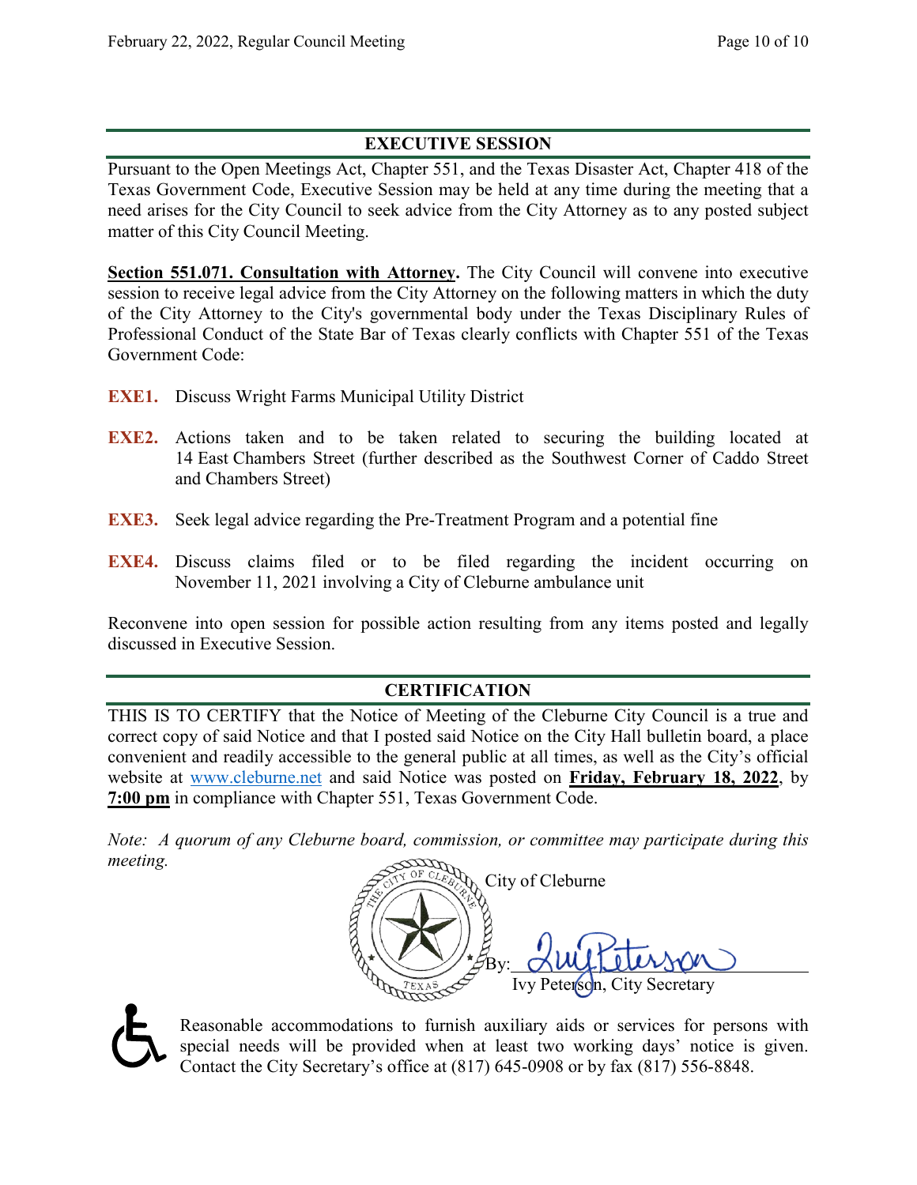## EXECUTIVE SESSION

Pursuant to the Open Meetings Act, Chapter 551, and the Texas Disaster Act, Chapter 418 of the Texas Government Code, Executive Session may be held at any time during the meeting that a need arises for the City Council to seek advice from the City Attorney as to any posted subject matter of this City Council Meeting.

**Section 551.071. Consultation with Attorney.** The City Council will convene into executive session to receive legal advice from the City Attorney on the following matters in which the duty of the City Attorney to the City's governmental body under the Texas Disciplinary Rules of Professional Conduct of the State Bar of Texas clearly conflicts with Chapter 551 of the Texas Government Code:

**EXE1.** Discuss Wright Farms Municipal Utility District

**EXE2.** Actions taken and to be taken related to securing the building located at 14 East Chambers Street (further described as the Southwest Corner of Caddo Street and Chambers Street)

**EXE3.** Seek legal advice regarding the Pre-Treatment Program and a potential fine

**EXE4.** Discuss claims filed or to be filed regarding the incident occurring on November 11, 2021 involving a City of Cleburne ambulance unit

Reconvene into open session for possible action resulting from any items posted and legally discussed in Executive Session.

## CERTIFICATION

THIS IS TO CERTIFY that the Notice of Meeting of the Cleburne City Council is a true and correct copy of said Notice and that I posted said Notice on the City Hall bulletin board, a place convenient and readily accessible to the general public at all times, as well as the City's official website at www.cleburne.net and said Notice was posted on **Friday, February 18, 2022**, by **7:00 pm** in compliance with Chapter 551, Texas Government Code.

*Note: A quorum of any Cleburne board, commission, or committee may participate during this meeting.*

City of Cleburne

By: Ivy Peterson

Ivy Peterson, City Secretary

Reasonable accommodations to furnish auxiliary aids or services for persons with special needs will be provided when at least two working days' notice is given. Contact the City Secretary's office at (817) 645-0908 or by fax (817) 556-8848.